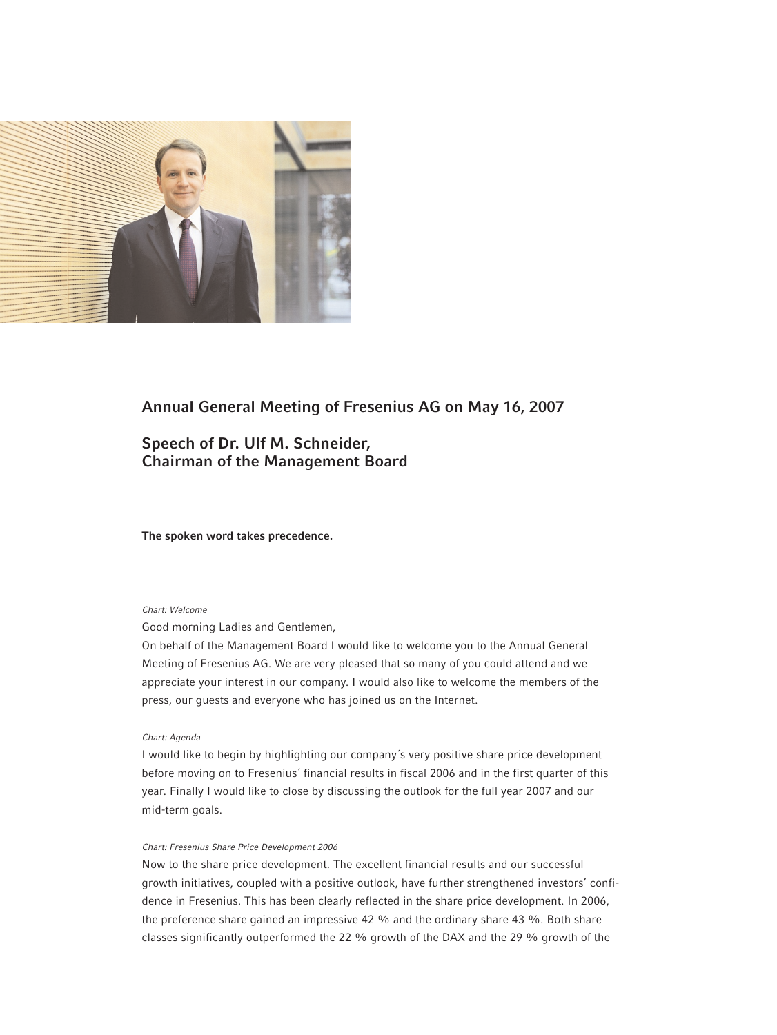## Annual General Meeting of Fresenius AG on May 16, 2007

## Speech of Dr. Ulf M. Schneider, Chairman of the Management Board

**The spoken word takes precedence.**

*Chart: Welcome*

Good morning Ladies and Gentlemen,

On behalf of the Management Board I would like to welcome you to the Annual General Meeting of Fresenius AG. We are very pleased that so many of you could attend and we appreciate your interest in our company. I would also like to welcome the members of the press, our guests and everyone who has joined us on the Internet.

*Chart: Agenda*

I would like to begin by highlighting our company´s very positive share price development before moving on to Fresenius´ financial results in fiscal 2006 and in the first quarter of this year. Finally I would like to close by discussing the outlook for the full year 2007 and our mid-term goals.

*Chart: Fresenius Share Price Development 2006*

Now to the share price development. The excellent financial results and our successful growth initiatives, coupled with a positive outlook, have further strengthened investors' confidence in Fresenius. This has been clearly reflected in the share price development. In 2006, the preference share gained an impressive 42 % and the ordinary share 43 %. Both share classes significantly outperformed the 22 % growth of the DAX and the 29 % growth of the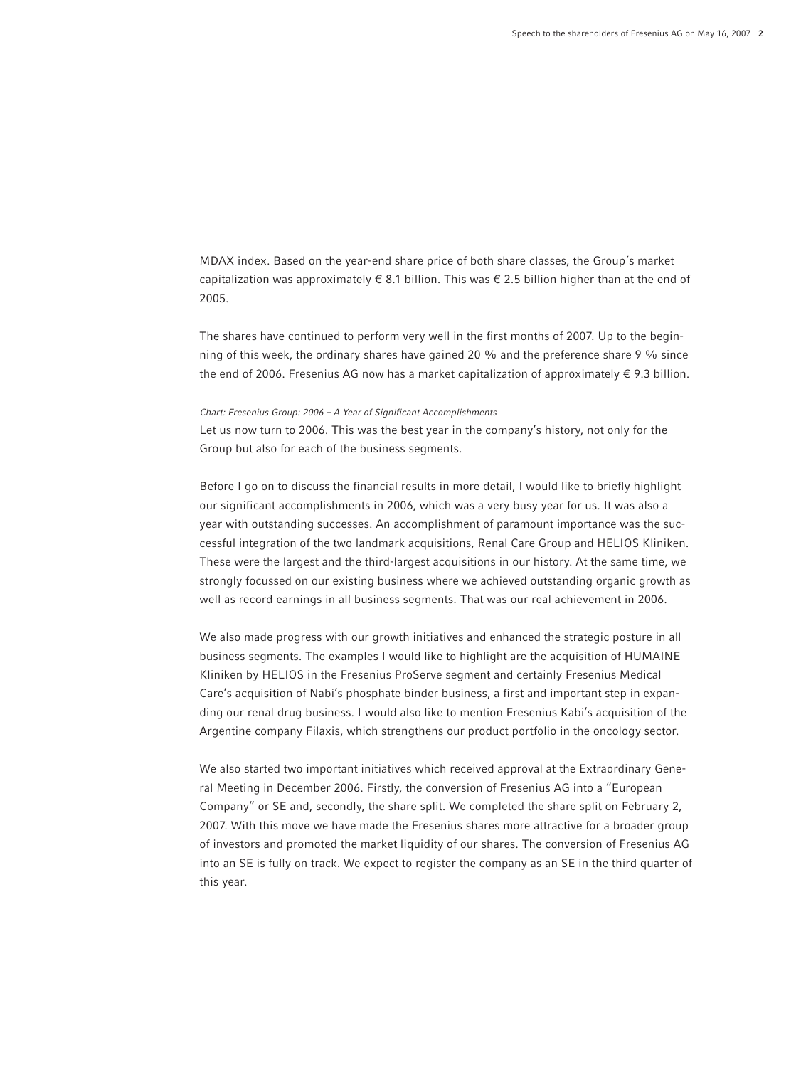MDAX index. Based on the year-end share price of both share classes, the Group´s market capitalization was approximately € 8.1 billion. This was € 2.5 billion higher than at the end of 2005.

The shares have continued to perform very well in the first months of 2007. Up to the beginning of this week, the ordinary shares have gained 20 % and the preference share 9 % since the end of 2006. Fresenius AG now has a market capitalization of approximately € 9.3 billion.

*Chart: Fresenius Group: 2006 – A Year of Significant Accomplishments*

Let us now turn to 2006. This was the best year in the company's history, not only for the Group but also for each of the business segments.

Before I go on to discuss the financial results in more detail, I would like to briefly highlight our significant accomplishments in 2006, which was a very busy year for us. It was also a year with outstanding successes. An accomplishment of paramount importance was the successful integration of the two landmark acquisitions, Renal Care Group and HELIOS Kliniken. These were the largest and the third-largest acquisitions in our history. At the same time, we strongly focussed on our existing business where we achieved outstanding organic growth as well as record earnings in all business segments. That was our real achievement in 2006.

We also made progress with our growth initiatives and enhanced the strategic posture in all business segments. The examples I would like to highlight are the acquisition of HUMAINE Kliniken by HELIOS in the Fresenius ProServe segment and certainly Fresenius Medical Care's acquisition of Nabi's phosphate binder business, a first and important step in expanding our renal drug business. I would also like to mention Fresenius Kabi's acquisition of the Argentine company Filaxis, which strengthens our product portfolio in the oncology sector.

We also started two important initiatives which received approval at the Extraordinary General Meeting in December 2006. Firstly, the conversion of Fresenius AG into a "European Company" or SE and, secondly, the share split. We completed the share split on February 2, 2007. With this move we have made the Fresenius shares more attractive for a broader group of investors and promoted the market liquidity of our shares. The conversion of Fresenius AG into an SE is fully on track. We expect to register the company as an SE in the third quarter of this year.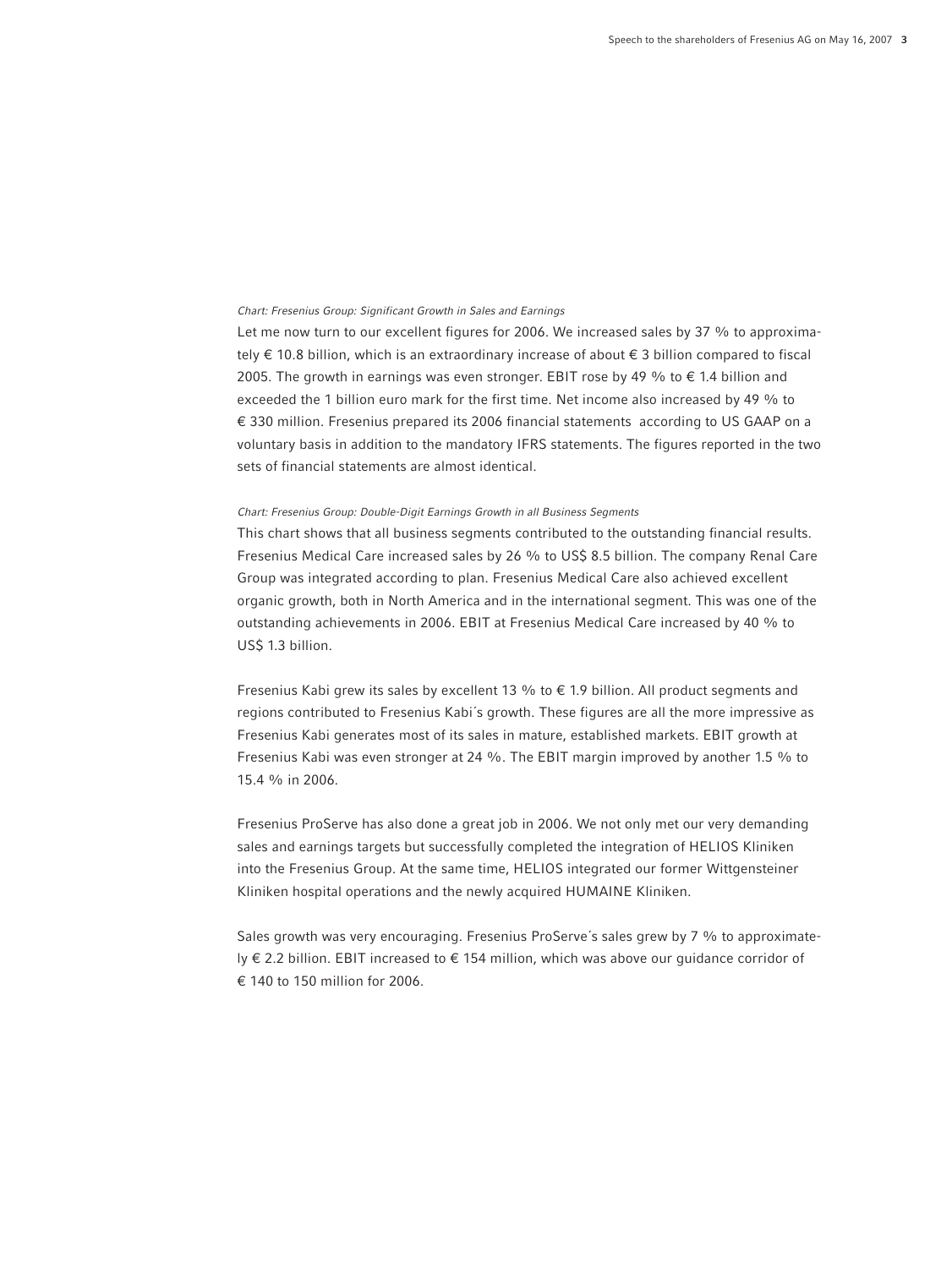*Chart: Fresenius Group: Significant Growth in Sales and Earnings*

Let me now turn to our excellent figures for 2006. We increased sales by 37 % to approximately € 10.8 billion, which is an extraordinary increase of about € 3 billion compared to fiscal 2005. The growth in earnings was even stronger. EBIT rose by 49 % to € 1.4 billion and exceeded the 1 billion euro mark for the first time. Net income also increased by 49 % to € 330 million. Fresenius prepared its 2006 financial statements according to US GAAP on a voluntary basis in addition to the mandatory IFRS statements. The figures reported in the two sets of financial statements are almost identical.

*Chart: Fresenius Group: Double-Digit Earnings Growth in all Business Segments*

This chart shows that all business segments contributed to the outstanding financial results. Fresenius Medical Care increased sales by 26 % to US$ 8.5 billion. The company Renal Care Group was integrated according to plan. Fresenius Medical Care also achieved excellent organic growth, both in North America and in the international segment. This was one of the outstanding achievements in 2006. EBIT at Fresenius Medical Care increased by 40 % to US$ 1.3 billion.

Fresenius Kabi grew its sales by excellent 13 % to € 1.9 billion. All product segments and regions contributed to Fresenius Kabi´s growth. These figures are all the more impressive as Fresenius Kabi generates most of its sales in mature, established markets. EBIT growth at Fresenius Kabi was even stronger at 24 %. The EBIT margin improved by another 1.5 % to 15.4 % in 2006.

Fresenius ProServe has also done a great job in 2006. We not only met our very demanding sales and earnings targets but successfully completed the integration of HELIOS Kliniken into the Fresenius Group. At the same time, HELIOS integrated our former Wittgensteiner Kliniken hospital operations and the newly acquired HUMAINE Kliniken.

Sales growth was very encouraging. Fresenius ProServe´s sales grew by 7 % to approximately € 2.2 billion. EBIT increased to € 154 million, which was above our guidance corridor of € 140 to 150 million for 2006.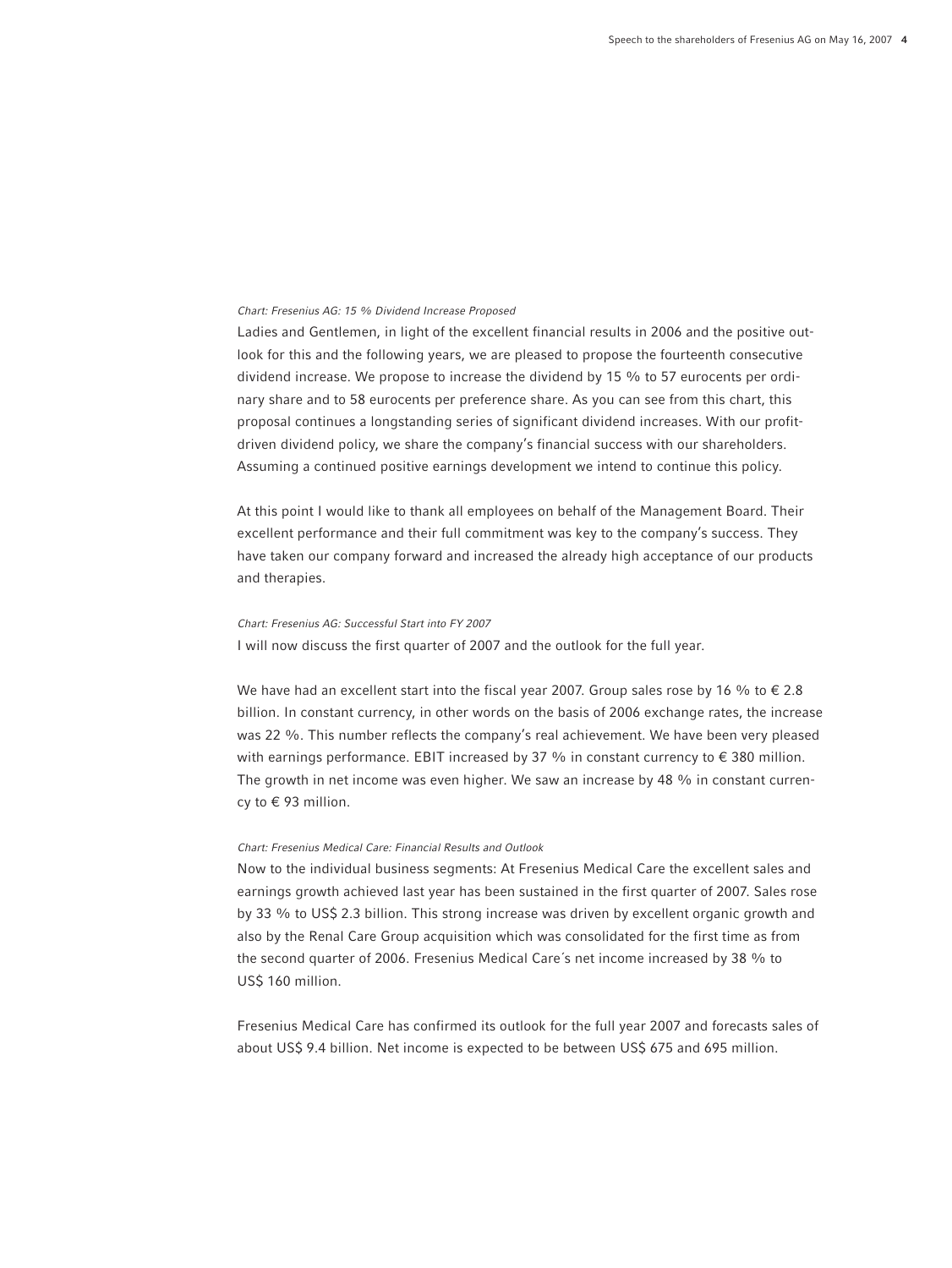*Chart: Fresenius AG: 15 % Dividend Increase Proposed*

Ladies and Gentlemen, in light of the excellent financial results in 2006 and the positive outlook for this and the following years, we are pleased to propose the fourteenth consecutive dividend increase. We propose to increase the dividend by 15 % to 57 eurocents per ordinary share and to 58 eurocents per preference share. As you can see from this chart, this proposal continues a longstanding series of significant dividend increases. With our profit-driven dividend policy, we share the company's financial success with our shareholders. Assuming a continued positive earnings development we intend to continue this policy.

At this point I would like to thank all employees on behalf of the Management Board. Their excellent performance and their full commitment was key to the company's success. They have taken our company forward and increased the already high acceptance of our products and therapies.

*Chart: Fresenius AG: Successful Start into FY 2007*

I will now discuss the first quarter of 2007 and the outlook for the full year.

We have had an excellent start into the fiscal year 2007. Group sales rose by 16 % to € 2.8 billion. In constant currency, in other words on the basis of 2006 exchange rates, the increase was 22 %. This number reflects the company's real achievement. We have been very pleased with earnings performance. EBIT increased by 37 % in constant currency to € 380 million. The growth in net income was even higher. We saw an increase by 48 % in constant currency to € 93 million.

*Chart: Fresenius Medical Care: Financial Results and Outlook*

Now to the individual business segments: At Fresenius Medical Care the excellent sales and earnings growth achieved last year has been sustained in the first quarter of 2007. Sales rose by 33 % to US$ 2.3 billion. This strong increase was driven by excellent organic growth and also by the Renal Care Group acquisition which was consolidated for the first time as from the second quarter of 2006. Fresenius Medical Care´s net income increased by 38 % to US$ 160 million.

Fresenius Medical Care has confirmed its outlook for the full year 2007 and forecasts sales of about US$ 9.4 billion. Net income is expected to be between US$ 675 and 695 million.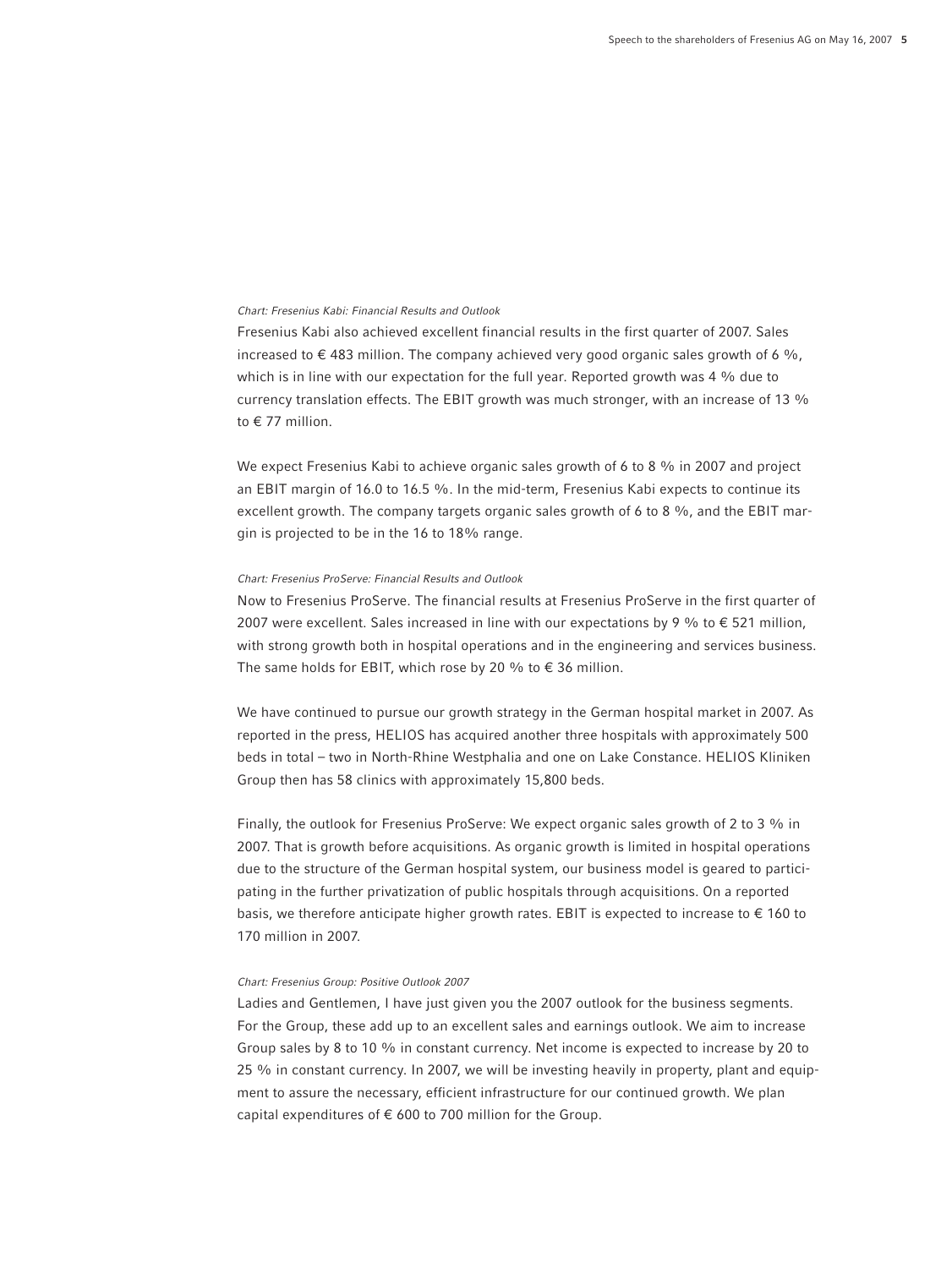*Chart: Fresenius Kabi: Financial Results and Outlook*

Fresenius Kabi also achieved excellent financial results in the first quarter of 2007. Sales increased to € 483 million. The company achieved very good organic sales growth of 6 %, which is in line with our expectation for the full year. Reported growth was 4 % due to currency translation effects. The EBIT growth was much stronger, with an increase of 13 % to € 77 million.

We expect Fresenius Kabi to achieve organic sales growth of 6 to 8 % in 2007 and project an EBIT margin of 16.0 to 16.5 %. In the mid-term, Fresenius Kabi expects to continue its excellent growth. The company targets organic sales growth of 6 to 8 %, and the EBIT margin is projected to be in the 16 to 18% range.

*Chart: Fresenius ProServe: Financial Results and Outlook*

Now to Fresenius ProServe. The financial results at Fresenius ProServe in the first quarter of 2007 were excellent. Sales increased in line with our expectations by 9 % to € 521 million, with strong growth both in hospital operations and in the engineering and services business. The same holds for EBIT, which rose by 20 % to € 36 million.

We have continued to pursue our growth strategy in the German hospital market in 2007. As reported in the press, HELIOS has acquired another three hospitals with approximately 500 beds in total – two in North-Rhine Westphalia and one on Lake Constance. HELIOS Kliniken Group then has 58 clinics with approximately 15,800 beds.

Finally, the outlook for Fresenius ProServe: We expect organic sales growth of 2 to 3 % in 2007. That is growth before acquisitions. As organic growth is limited in hospital operations due to the structure of the German hospital system, our business model is geared to participating in the further privatization of public hospitals through acquisitions. On a reported basis, we therefore anticipate higher growth rates. EBIT is expected to increase to € 160 to 170 million in 2007.

*Chart: Fresenius Group: Positive Outlook 2007*

Ladies and Gentlemen, I have just given you the 2007 outlook for the business segments. For the Group, these add up to an excellent sales and earnings outlook. We aim to increase Group sales by 8 to 10 % in constant currency. Net income is expected to increase by 20 to 25 % in constant currency. In 2007, we will be investing heavily in property, plant and equipment to assure the necessary, efficient infrastructure for our continued growth. We plan capital expenditures of € 600 to 700 million for the Group.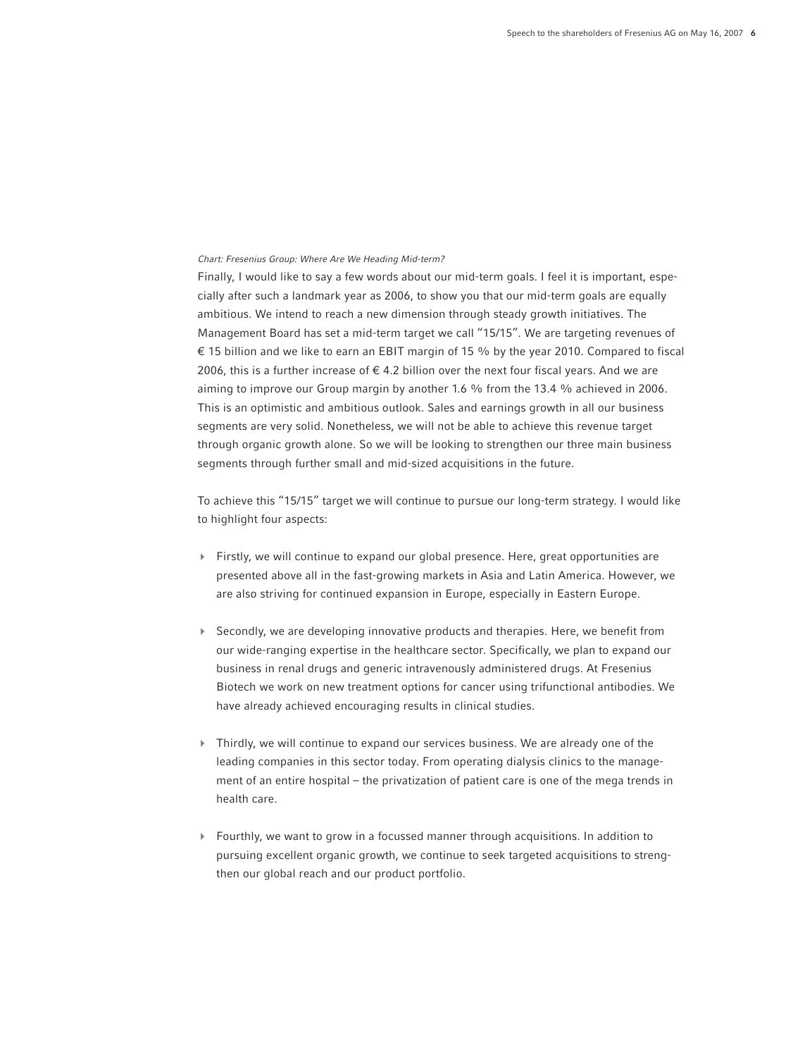*Chart: Fresenius Group: Where Are We Heading Mid-term?*

Finally, I would like to say a few words about our mid-term goals. I feel it is important, especially after such a landmark year as 2006, to show you that our mid-term goals are equally ambitious. We intend to reach a new dimension through steady growth initiatives. The Management Board has set a mid-term target we call "15/15". We are targeting revenues of € 15 billion and we like to earn an EBIT margin of 15 % by the year 2010. Compared to fiscal 2006, this is a further increase of € 4.2 billion over the next four fiscal years. And we are aiming to improve our Group margin by another 1.6 % from the 13.4 % achieved in 2006. This is an optimistic and ambitious outlook. Sales and earnings growth in all our business segments are very solid. Nonetheless, we will not be able to achieve this revenue target through organic growth alone. So we will be looking to strengthen our three main business segments through further small and mid-sized acquisitions in the future.

To achieve this "15/15" target we will continue to pursue our long-term strategy. I would like to highlight four aspects:

- Firstly, we will continue to expand our global presence. Here, great opportunities are presented above all in the fast-growing markets in Asia and Latin America. However, we are also striving for continued expansion in Europe, especially in Eastern Europe.
- Secondly, we are developing innovative products and therapies. Here, we benefit from our wide-ranging expertise in the healthcare sector. Specifically, we plan to expand our business in renal drugs and generic intravenously administered drugs. At Fresenius Biotech we work on new treatment options for cancer using trifunctional antibodies. We have already achieved encouraging results in clinical studies.
- Thirdly, we will continue to expand our services business. We are already one of the leading companies in this sector today. From operating dialysis clinics to the management of an entire hospital – the privatization of patient care is one of the mega trends in health care.
- Fourthly, we want to grow in a focussed manner through acquisitions. In addition to pursuing excellent organic growth, we continue to seek targeted acquisitions to strengthen our global reach and our product portfolio.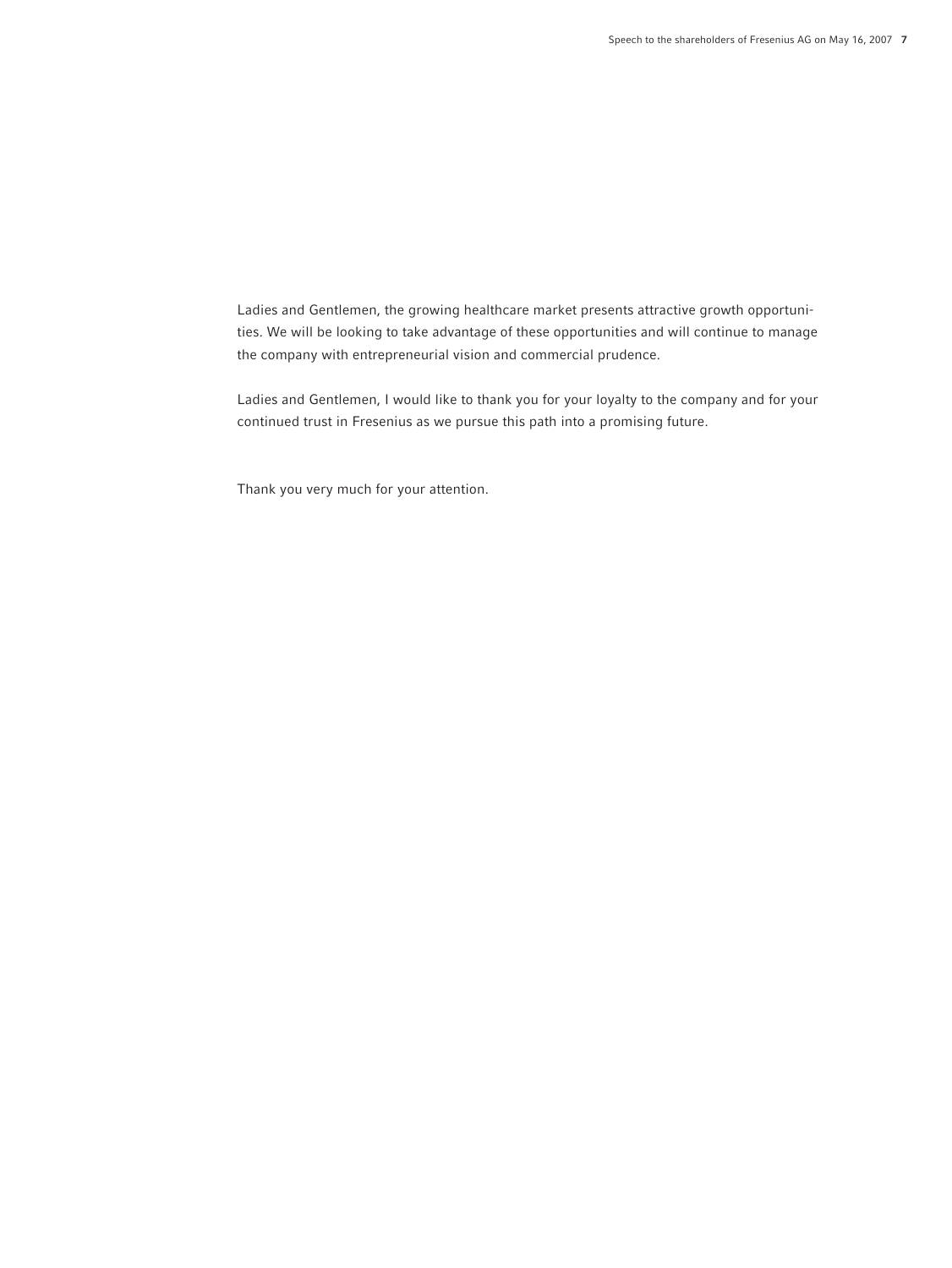Ladies and Gentlemen, the growing healthcare market presents attractive growth opportunities. We will be looking to take advantage of these opportunities and will continue to manage the company with entrepreneurial vision and commercial prudence.

Ladies and Gentlemen, I would like to thank you for your loyalty to the company and for your continued trust in Fresenius as we pursue this path into a promising future.

Thank you very much for your attention.